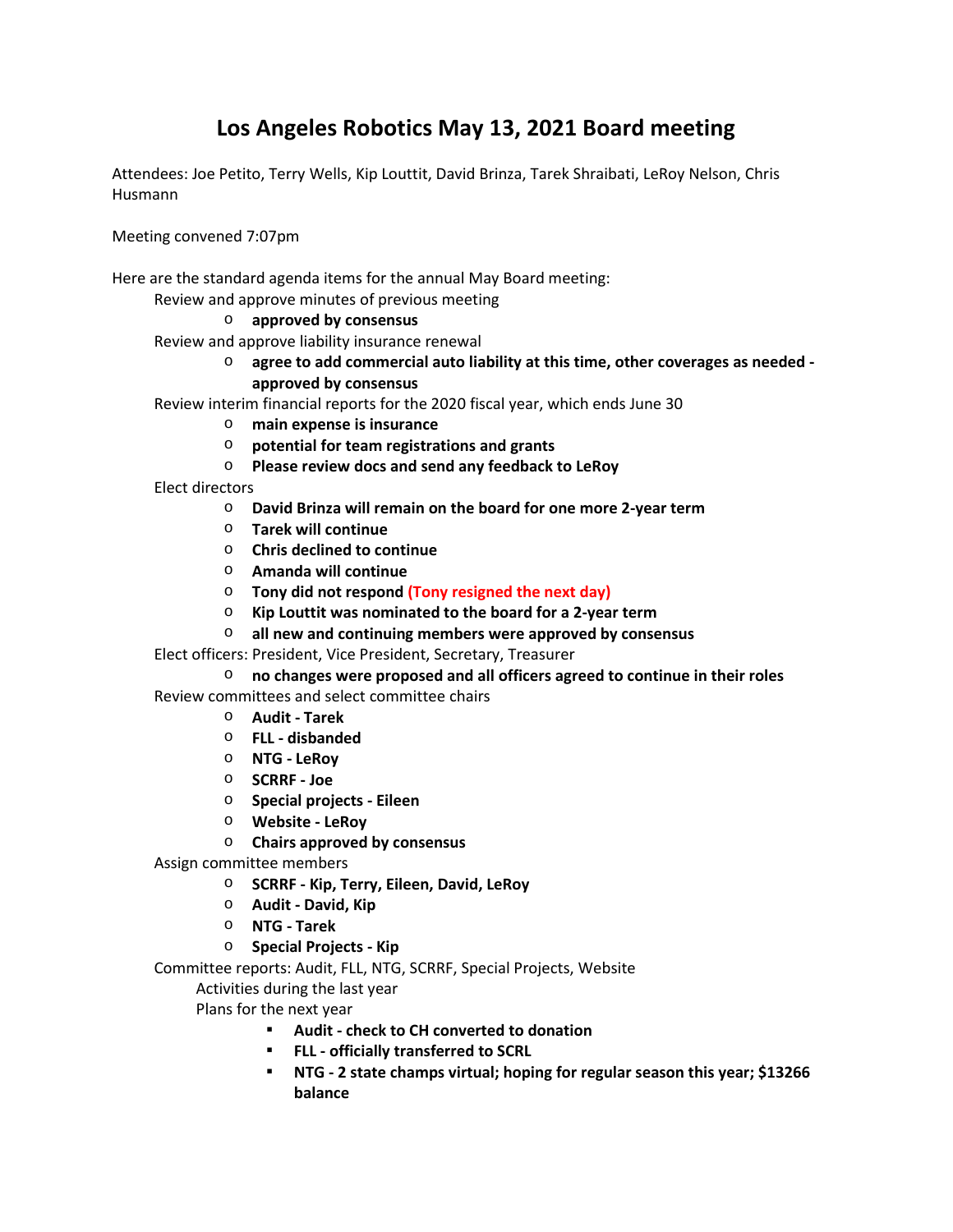# Los Angeles Robotics May 13, 2021 Board meeting

Attendees: Joe Petito, Terry Wells, Kip Louttit, David Brinza, Tarek Shraibati, LeRoy Nelson, Chris Husmann

Meeting convened 7:07pm

Here are the standard agenda items for the annual May Board meeting:

- Review and approve minutes of previous meeting
  - **approved by consensus**
- Review and approve liability insurance renewal
  - **agree to add commercial auto liability at this time, other coverages as needed - approved by consensus**
- Review interim financial reports for the 2020 fiscal year, which ends June 30
  - **main expense is insurance**
  - **potential for team registrations and grants**
  - **Please review docs and send any feedback to LeRoy**
- Elect directors
  - **David Brinza will remain on the board for one more 2-year term**
  - **Tarek will continue**
  - **Chris declined to continue**
  - **Amanda will continue**
  - **Tony did not respond (Tony resigned the next day)**
  - **Kip Louttit was nominated to the board for a 2-year term**
  - **all new and continuing members were approved by consensus**
- Elect officers: President, Vice President, Secretary, Treasurer
  - **no changes were proposed and all officers agreed to continue in their roles**
- Review committees and select committee chairs
  - **Audit - Tarek**
  - **FLL - disbanded**
  - **NTG - LeRoy**
  - **SCRRF - Joe**
  - **Special projects - Eileen**
  - **Website - LeRoy**
  - **Chairs approved by consensus**
- Assign committee members
  - **SCRRF - Kip, Terry, Eileen, David, LeRoy**
  - **Audit - David, Kip**
  - **NTG - Tarek**
  - **Special Projects - Kip**
- Committee reports: Audit, FLL, NTG, SCRRF, Special Projects, Website
  - Activities during the last year
  - Plans for the next year
    - **Audit - check to CH converted to donation**
    - **FLL - officially transferred to SCRL**
    - **NTG - 2 state champs virtual; hoping for regular season this year; $13266 balance**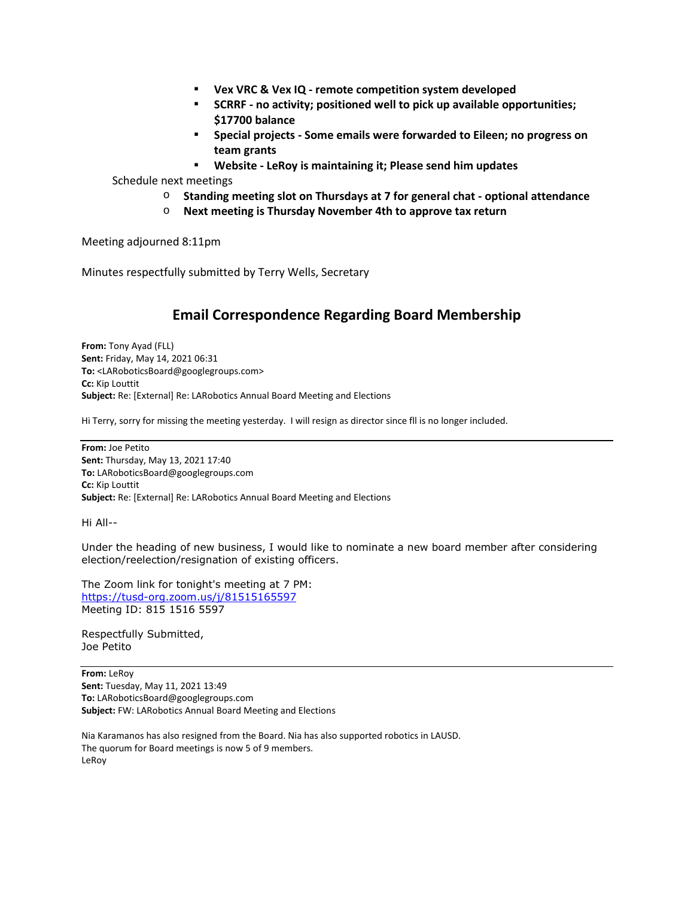- **Vex VRC & Vex IQ - remote competition system developed**
- **SCRRF - no activity; positioned well to pick up available opportunities; $17700 balance**
- **Special projects - Some emails were forwarded to Eileen; no progress on team grants**
- **Website - LeRoy is maintaining it; Please send him updates**

Schedule next meetings

- **Standing meeting slot on Thursdays at 7 for general chat - optional attendance**
- **Next meeting is Thursday November 4th to approve tax return**

Meeting adjourned 8:11pm

Minutes respectfully submitted by Terry Wells, Secretary

## Email Correspondence Regarding Board Membership

**From:** Tony Ayad (FLL)
**Sent:** Friday, May 14, 2021 06:31
**To:** <LARoboticsBoard@googlegroups.com>
**Cc:** Kip Louttit
**Subject:** Re: [External] Re: LARobotics Annual Board Meeting and Elections

Hi Terry, sorry for missing the meeting yesterday. I will resign as director since fll is no longer included.

---

**From:** Joe Petito
**Sent:** Thursday, May 13, 2021 17:40
**To:** LARoboticsBoard@googlegroups.com
**Cc:** Kip Louttit
**Subject:** Re: [External] Re: LARobotics Annual Board Meeting and Elections

Hi All--

Under the heading of new business, I would like to nominate a new board member after considering election/reelection/resignation of existing officers.

The Zoom link for tonight's meeting at 7 PM:
https://tusd-org.zoom.us/j/81515165597
Meeting ID: 815 1516 5597

Respectfully Submitted,
Joe Petito

---

**From:** LeRoy
**Sent:** Tuesday, May 11, 2021 13:49
**To:** LARoboticsBoard@googlegroups.com
**Subject:** FW: LARobotics Annual Board Meeting and Elections

Nia Karamanos has also resigned from the Board. Nia has also supported robotics in LAUSD.
The quorum for Board meetings is now 5 of 9 members.
LeRoy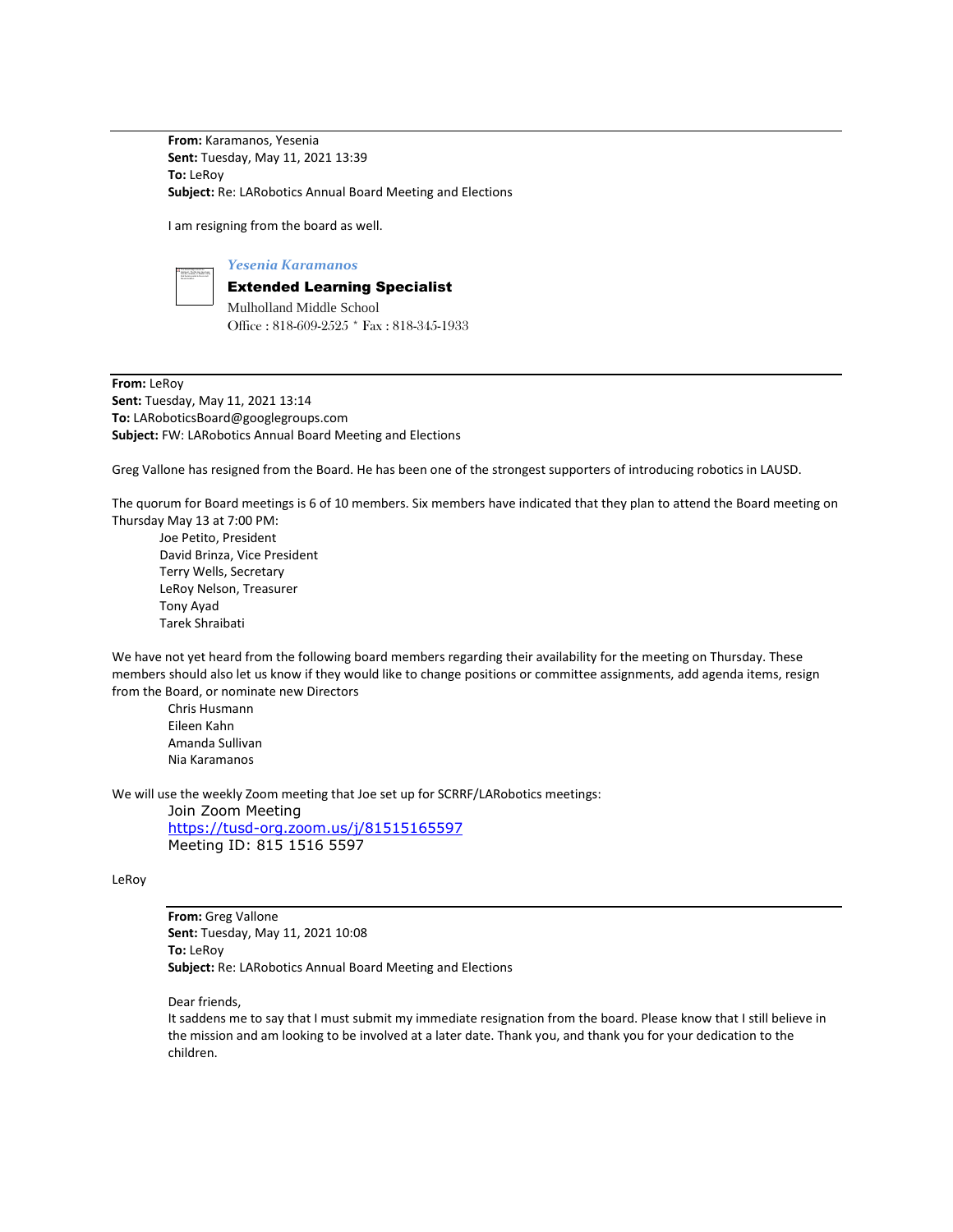---

**From:** Karamanos, Yesenia
**Sent:** Tuesday, May 11, 2021 13:39
**To:** LeRoy
**Subject:** Re: LARobotics Annual Board Meeting and Elections

I am resigning from the board as well.

*Yesenia Karamanos*
**Extended Learning Specialist**
Mulholland Middle School
Office : 818-609-2525 * Fax : 818-345-1933

---

**From:** LeRoy
**Sent:** Tuesday, May 11, 2021 13:14
**To:** LARoboticsBoard@googlegroups.com
**Subject:** FW: LARobotics Annual Board Meeting and Elections

Greg Vallone has resigned from the Board. He has been one of the strongest supporters of introducing robotics in LAUSD.

The quorum for Board meetings is 6 of 10 members. Six members have indicated that they plan to attend the Board meeting on Thursday May 13 at 7:00 PM:

Joe Petito, President
David Brinza, Vice President
Terry Wells, Secretary
LeRoy Nelson, Treasurer
Tony Ayad
Tarek Shraibati

We have not yet heard from the following board members regarding their availability for the meeting on Thursday. These members should also let us know if they would like to change positions or committee assignments, add agenda items, resign from the Board, or nominate new Directors

Chris Husmann
Eileen Kahn
Amanda Sullivan
Nia Karamanos

We will use the weekly Zoom meeting that Joe set up for SCRRF/LARobotics meetings:

Join Zoom Meeting
https://tusd-org.zoom.us/j/81515165597
Meeting ID: 815 1516 5597

LeRoy

---

**From:** Greg Vallone
**Sent:** Tuesday, May 11, 2021 10:08
**To:** LeRoy
**Subject:** Re: LARobotics Annual Board Meeting and Elections

Dear friends,
It saddens me to say that I must submit my immediate resignation from the board. Please know that I still believe in the mission and am looking to be involved at a later date. Thank you, and thank you for your dedication to the children.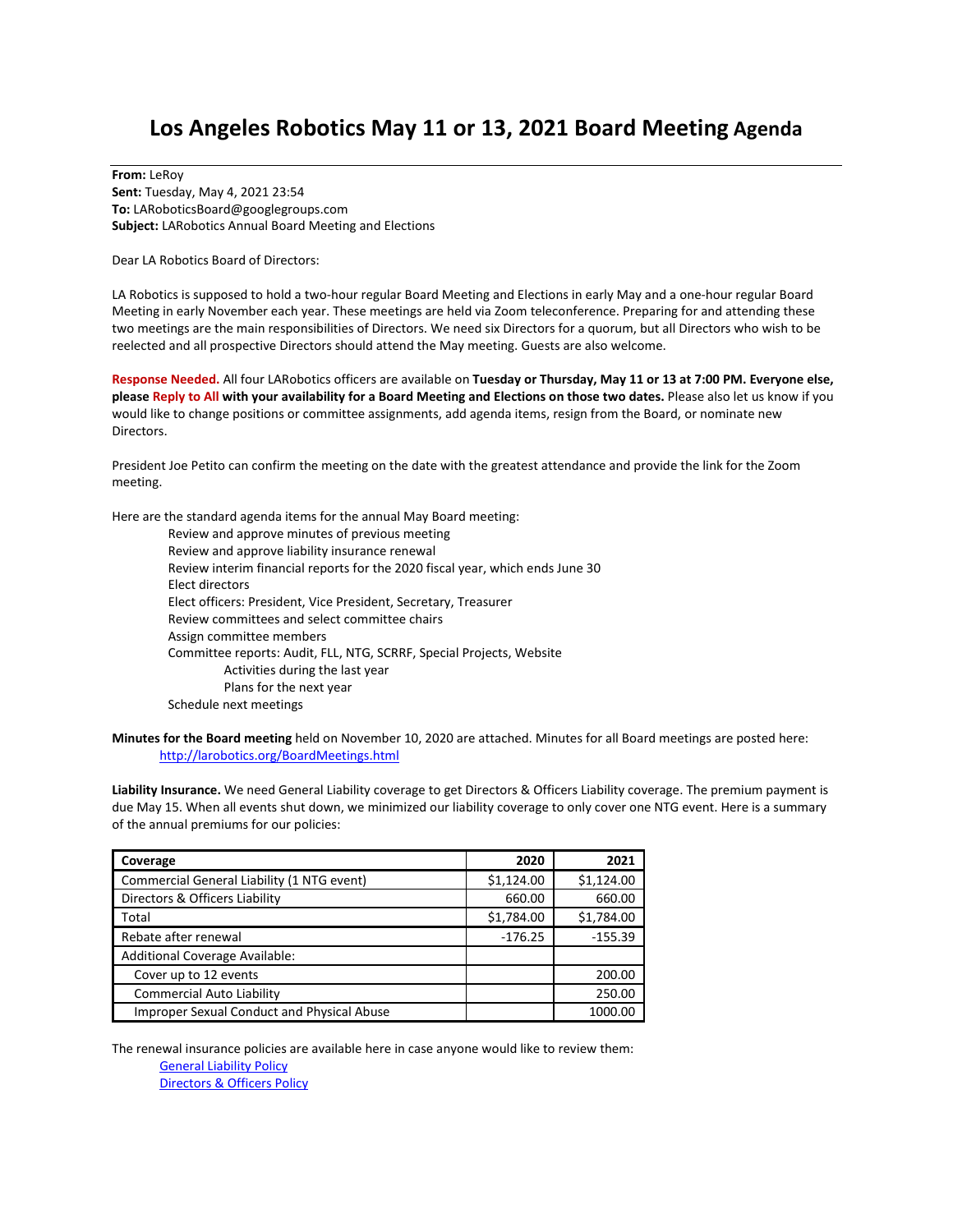# Los Angeles Robotics May 11 or 13, 2021 Board Meeting Agenda

**From:** LeRoy
**Sent:** Tuesday, May 4, 2021 23:54
**To:** LARoboticsBoard@googlegroups.com
**Subject:** LARobotics Annual Board Meeting and Elections

Dear LA Robotics Board of Directors:

LA Robotics is supposed to hold a two-hour regular Board Meeting and Elections in early May and a one-hour regular Board Meeting in early November each year. These meetings are held via Zoom teleconference. Preparing for and attending these two meetings are the main responsibilities of Directors. We need six Directors for a quorum, but all Directors who wish to be reelected and all prospective Directors should attend the May meeting. Guests are also welcome.

**Response Needed.** All four LARobotics officers are available on **Tuesday or Thursday, May 11 or 13 at 7:00 PM. Everyone else, please Reply to All with your availability for a Board Meeting and Elections on those two dates.** Please also let us know if you would like to change positions or committee assignments, add agenda items, resign from the Board, or nominate new Directors.

President Joe Petito can confirm the meeting on the date with the greatest attendance and provide the link for the Zoom meeting.

Here are the standard agenda items for the annual May Board meeting:

- Review and approve minutes of previous meeting
- Review and approve liability insurance renewal
- Review interim financial reports for the 2020 fiscal year, which ends June 30
- Elect directors
- Elect officers: President, Vice President, Secretary, Treasurer
- Review committees and select committee chairs
- Assign committee members
- Committee reports: Audit, FLL, NTG, SCRRF, Special Projects, Website
  - Activities during the last year
  - Plans for the next year
- Schedule next meetings

**Minutes for the Board meeting** held on November 10, 2020 are attached. Minutes for all Board meetings are posted here:
[http://larobotics.org/BoardMeetings.html](http://larobotics.org/BoardMeetings.html)

**Liability Insurance.** We need General Liability coverage to get Directors & Officers Liability coverage. The premium payment is due May 15. When all events shut down, we minimized our liability coverage to only cover one NTG event. Here is a summary of the annual premiums for our policies:

| Coverage | 2020 | 2021 |
|---|---|---|
| Commercial General Liability (1 NTG event) | $1,124.00 | $1,124.00 |
| Directors & Officers Liability | 660.00 | 660.00 |
| Total | $1,784.00 | $1,784.00 |
| Rebate after renewal | -176.25 | -155.39 |
| Additional Coverage Available: | | |
| Cover up to 12 events | | 200.00 |
| Commercial Auto Liability | | 250.00 |
| Improper Sexual Conduct and Physical Abuse | | 1000.00 |

The renewal insurance policies are available here in case anyone would like to review them:

- General Liability Policy
- Directors & Officers Policy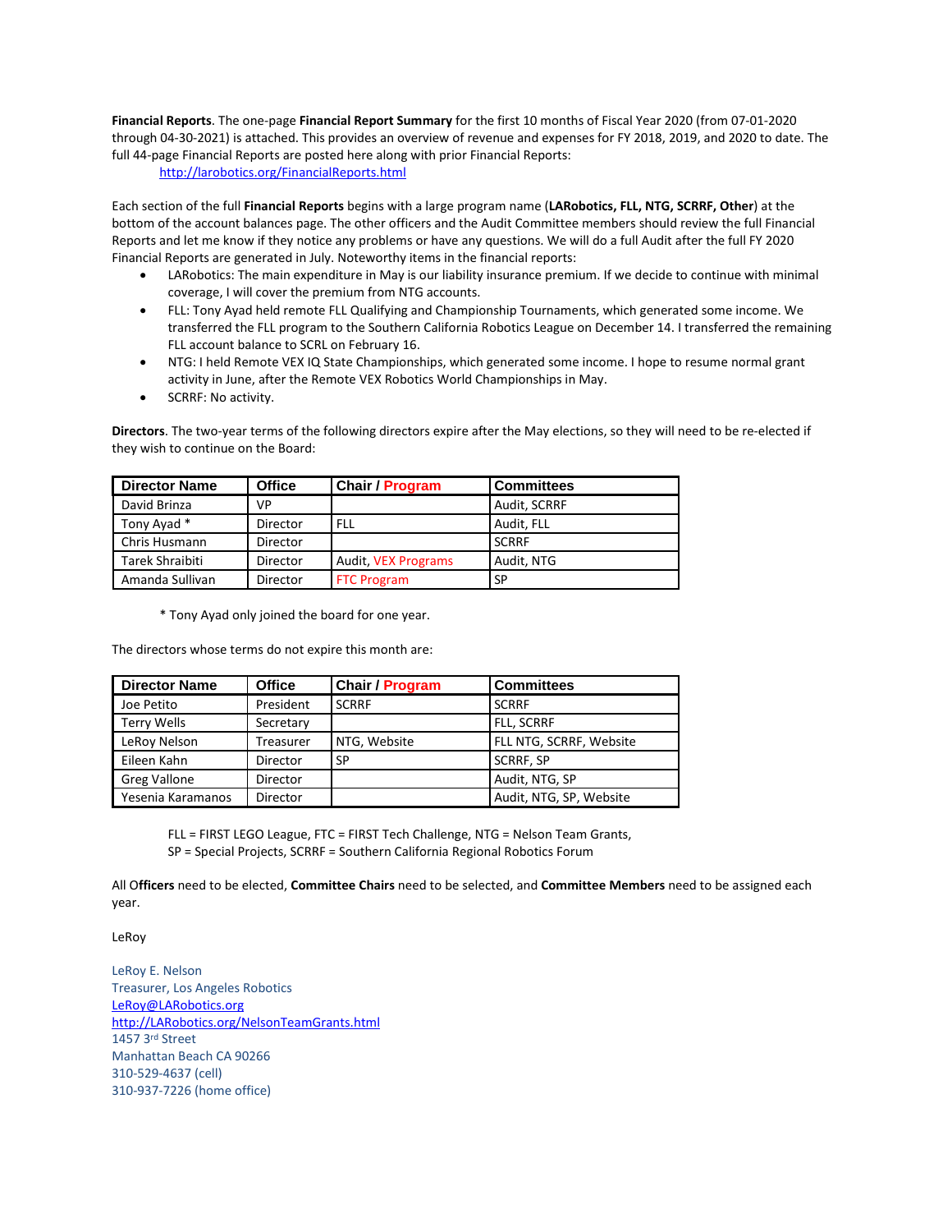**Financial Reports**. The one-page **Financial Report Summary** for the first 10 months of Fiscal Year 2020 (from 07-01-2020 through 04-30-2021) is attached. This provides an overview of revenue and expenses for FY 2018, 2019, and 2020 to date. The full 44-page Financial Reports are posted here along with prior Financial Reports:

http://larobotics.org/FinancialReports.html

Each section of the full **Financial Reports** begins with a large program name (**LARobotics, FLL, NTG, SCRRF, Other**) at the bottom of the account balances page. The other officers and the Audit Committee members should review the full Financial Reports and let me know if they notice any problems or have any questions. We will do a full Audit after the full FY 2020 Financial Reports are generated in July. Noteworthy items in the financial reports:

- LARobotics: The main expenditure in May is our liability insurance premium. If we decide to continue with minimal coverage, I will cover the premium from NTG accounts.
- FLL: Tony Ayad held remote FLL Qualifying and Championship Tournaments, which generated some income. We transferred the FLL program to the Southern California Robotics League on December 14. I transferred the remaining FLL account balance to SCRL on February 16.
- NTG: I held Remote VEX IQ State Championships, which generated some income. I hope to resume normal grant activity in June, after the Remote VEX Robotics World Championships in May.
- SCRRF: No activity.

**Directors**. The two-year terms of the following directors expire after the May elections, so they will need to be re-elected if they wish to continue on the Board:

| Director Name | Office | Chair / Program | Committees |
|---|---|---|---|
| David Brinza | VP | | Audit, SCRRF |
| Tony Ayad * | Director | FLL | Audit, FLL |
| Chris Husmann | Director | | SCRRF |
| Tarek Shraibiti | Director | Audit, VEX Programs | Audit, NTG |
| Amanda Sullivan | Director | FTC Program | SP |

\* Tony Ayad only joined the board for one year.

The directors whose terms do not expire this month are:

| Director Name | Office | Chair / Program | Committees |
|---|---|---|---|
| Joe Petito | President | SCRRF | SCRRF |
| Terry Wells | Secretary | | FLL, SCRRF |
| LeRoy Nelson | Treasurer | NTG, Website | FLL NTG, SCRRF, Website |
| Eileen Kahn | Director | SP | SCRRF, SP |
| Greg Vallone | Director | | Audit, NTG, SP |
| Yesenia Karamanos | Director | | Audit, NTG, SP, Website |

FLL = FIRST LEGO League, FTC = FIRST Tech Challenge, NTG = Nelson Team Grants,
SP = Special Projects, SCRRF = Southern California Regional Robotics Forum

All **Officers** need to be elected, **Committee Chairs** need to be selected, and **Committee Members** need to be assigned each year.

LeRoy

LeRoy E. Nelson
Treasurer, Los Angeles Robotics
LeRoy@LARobotics.org
http://LARobotics.org/NelsonTeamGrants.html
1457 3rd Street
Manhattan Beach CA 90266
310-529-4637 (cell)
310-937-7226 (home office)